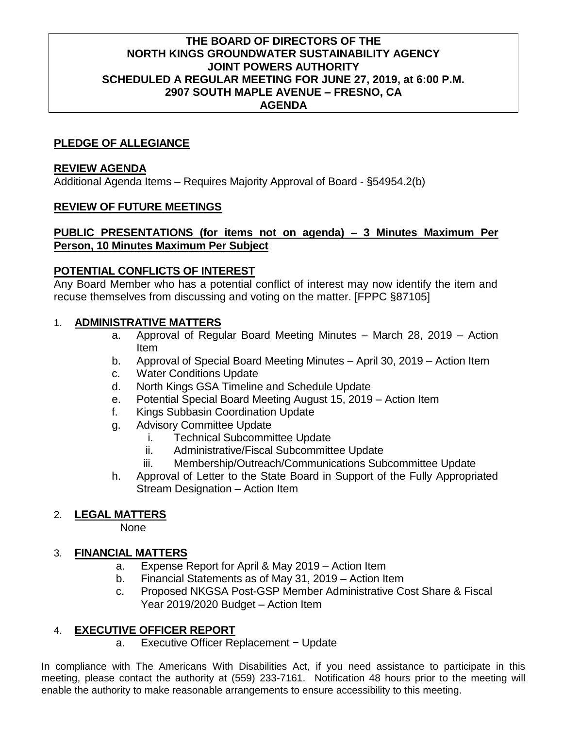**THE BOARD OF DIRECTORS OF THE**
**NORTH KINGS GROUNDWATER SUSTAINABILITY AGENCY**
**JOINT POWERS AUTHORITY**
**SCHEDULED A REGULAR MEETING FOR JUNE 27, 2019, at 6:00 P.M.**
**2907 SOUTH MAPLE AVENUE – FRESNO, CA**
**AGENDA**

## PLEDGE OF ALLEGIANCE

## REVIEW AGENDA

Additional Agenda Items – Requires Majority Approval of Board - §54954.2(b)

## REVIEW OF FUTURE MEETINGS

## PUBLIC PRESENTATIONS (for items not on agenda) – 3 Minutes Maximum Per Person, 10 Minutes Maximum Per Subject

## POTENTIAL CONFLICTS OF INTEREST

Any Board Member who has a potential conflict of interest may now identify the item and recuse themselves from discussing and voting on the matter. [FPPC §87105]

1. **ADMINISTRATIVE MATTERS**
   a. Approval of Regular Board Meeting Minutes – March 28, 2019 – Action Item
   b. Approval of Special Board Meeting Minutes – April 30, 2019 – Action Item
   c. Water Conditions Update
   d. North Kings GSA Timeline and Schedule Update
   e. Potential Special Board Meeting August 15, 2019 – Action Item
   f. Kings Subbasin Coordination Update
   g. Advisory Committee Update
      i. Technical Subcommittee Update
      ii. Administrative/Fiscal Subcommittee Update
      iii. Membership/Outreach/Communications Subcommittee Update
   h. Approval of Letter to the State Board in Support of the Fully Appropriated Stream Designation – Action Item

2. **LEGAL MATTERS**
   None

3. **FINANCIAL MATTERS**
   a. Expense Report for April & May 2019 – Action Item
   b. Financial Statements as of May 31, 2019 – Action Item
   c. Proposed NKGSA Post-GSP Member Administrative Cost Share & Fiscal Year 2019/2020 Budget – Action Item

4. **EXECUTIVE OFFICER REPORT**
   a. Executive Officer Replacement − Update

In compliance with The Americans With Disabilities Act, if you need assistance to participate in this meeting, please contact the authority at (559) 233-7161. Notification 48 hours prior to the meeting will enable the authority to make reasonable arrangements to ensure accessibility to this meeting.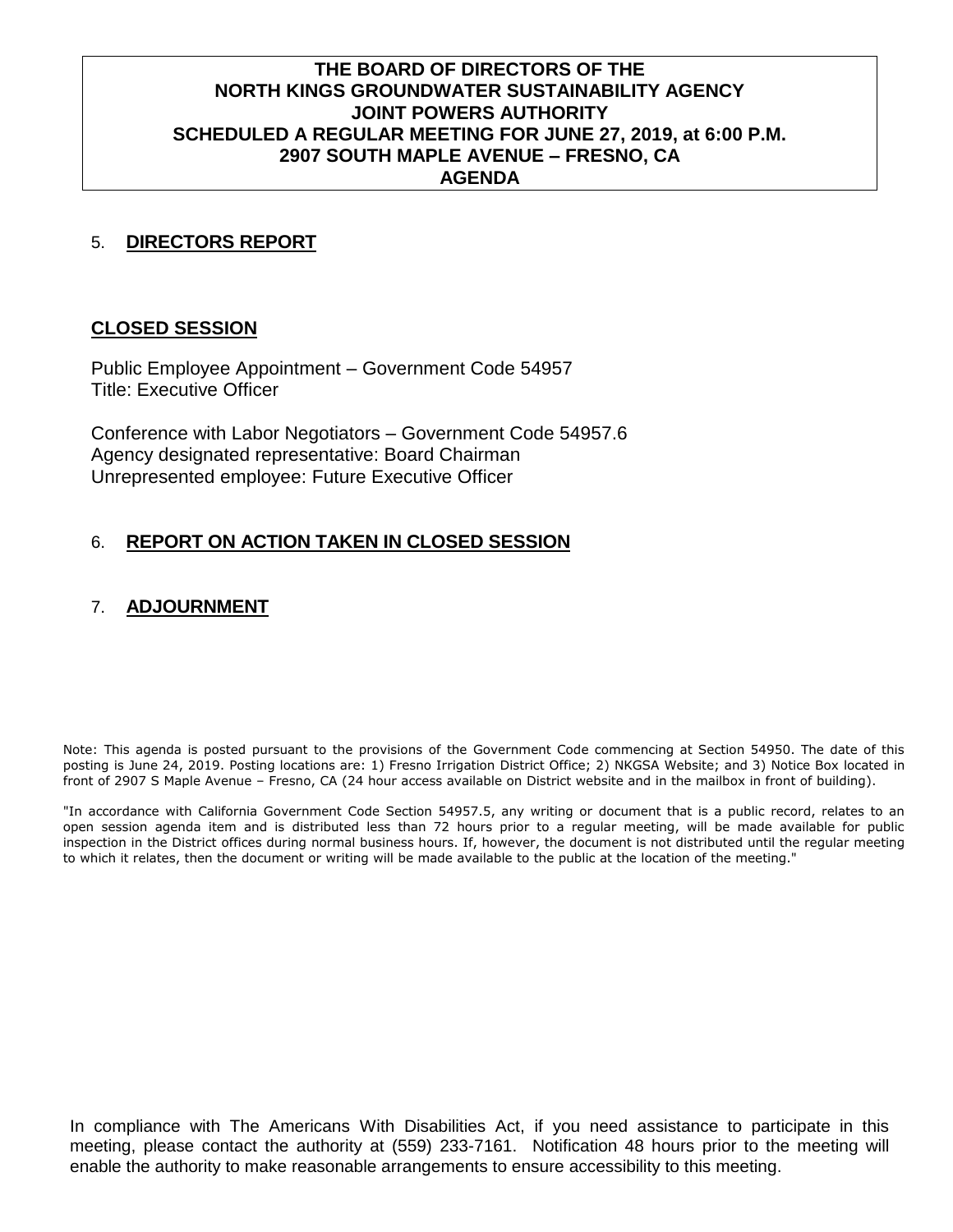**THE BOARD OF DIRECTORS OF THE NORTH KINGS GROUNDWATER SUSTAINABILITY AGENCY JOINT POWERS AUTHORITY SCHEDULED A REGULAR MEETING FOR JUNE 27, 2019, at 6:00 P.M. 2907 SOUTH MAPLE AVENUE – FRESNO, CA AGENDA**

5. **DIRECTORS REPORT**

## CLOSED SESSION

Public Employee Appointment – Government Code 54957
Title: Executive Officer

Conference with Labor Negotiators – Government Code 54957.6
Agency designated representative: Board Chairman
Unrepresented employee: Future Executive Officer

6. **REPORT ON ACTION TAKEN IN CLOSED SESSION**

7. **ADJOURNMENT**

Note: This agenda is posted pursuant to the provisions of the Government Code commencing at Section 54950. The date of this posting is June 24, 2019. Posting locations are: 1) Fresno Irrigation District Office; 2) NKGSA Website; and 3) Notice Box located in front of 2907 S Maple Avenue – Fresno, CA (24 hour access available on District website and in the mailbox in front of building).

"In accordance with California Government Code Section 54957.5, any writing or document that is a public record, relates to an open session agenda item and is distributed less than 72 hours prior to a regular meeting, will be made available for public inspection in the District offices during normal business hours. If, however, the document is not distributed until the regular meeting to which it relates, then the document or writing will be made available to the public at the location of the meeting."

In compliance with The Americans With Disabilities Act, if you need assistance to participate in this meeting, please contact the authority at (559) 233-7161. Notification 48 hours prior to the meeting will enable the authority to make reasonable arrangements to ensure accessibility to this meeting.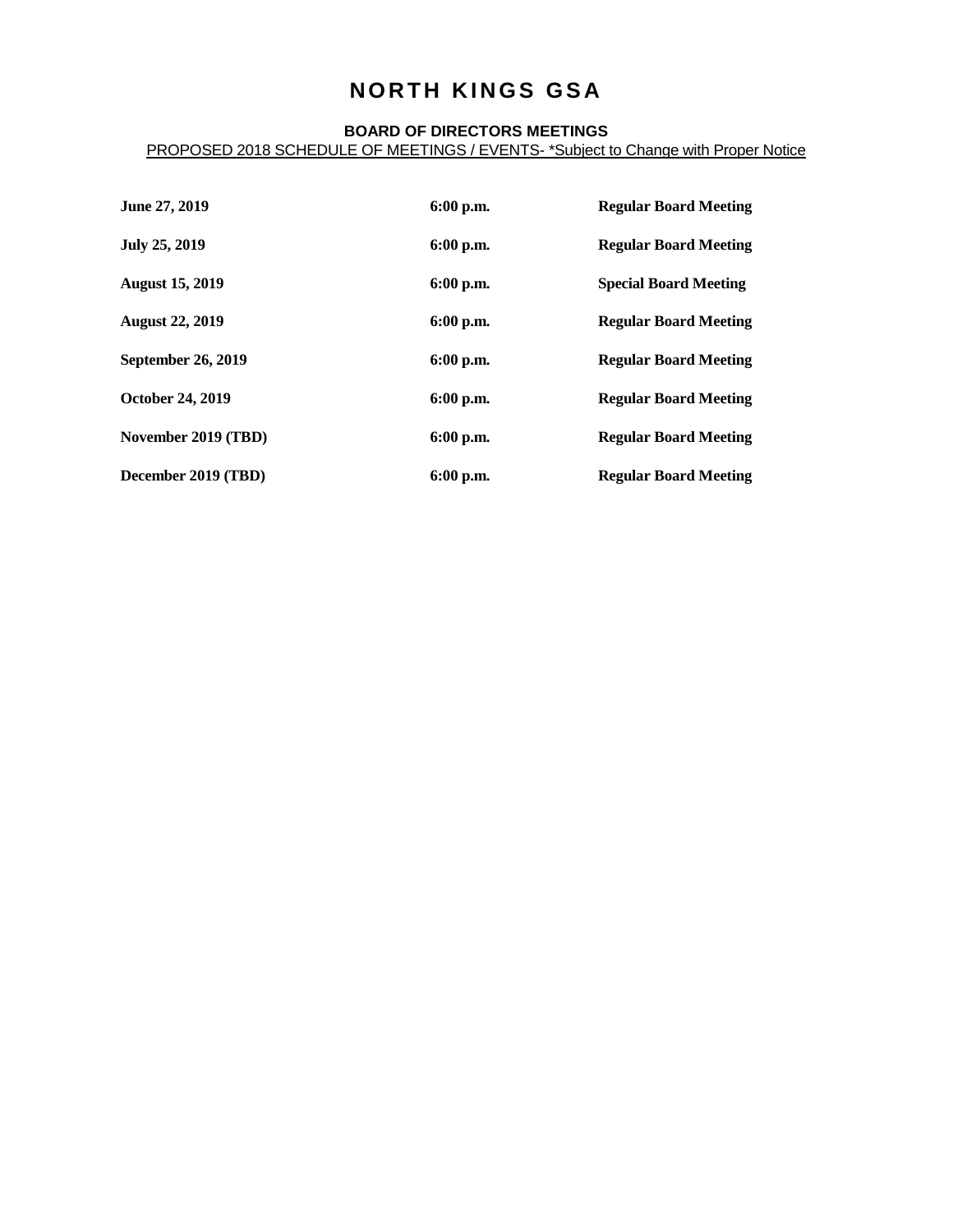# NORTH KINGS GSA

## BOARD OF DIRECTORS MEETINGS

PROPOSED 2018 SCHEDULE OF MEETINGS / EVENTS- *Subject to Change with Proper Notice

| | | |
|---|---|---|
| **June 27, 2019** | **6:00 p.m.** | **Regular Board Meeting** |
| **July 25, 2019** | **6:00 p.m.** | **Regular Board Meeting** |
| **August 15, 2019** | **6:00 p.m.** | **Special Board Meeting** |
| **August 22, 2019** | **6:00 p.m.** | **Regular Board Meeting** |
| **September 26, 2019** | **6:00 p.m.** | **Regular Board Meeting** |
| **October 24, 2019** | **6:00 p.m.** | **Regular Board Meeting** |
| **November 2019 (TBD)** | **6:00 p.m.** | **Regular Board Meeting** |
| **December 2019 (TBD)** | **6:00 p.m.** | **Regular Board Meeting** |